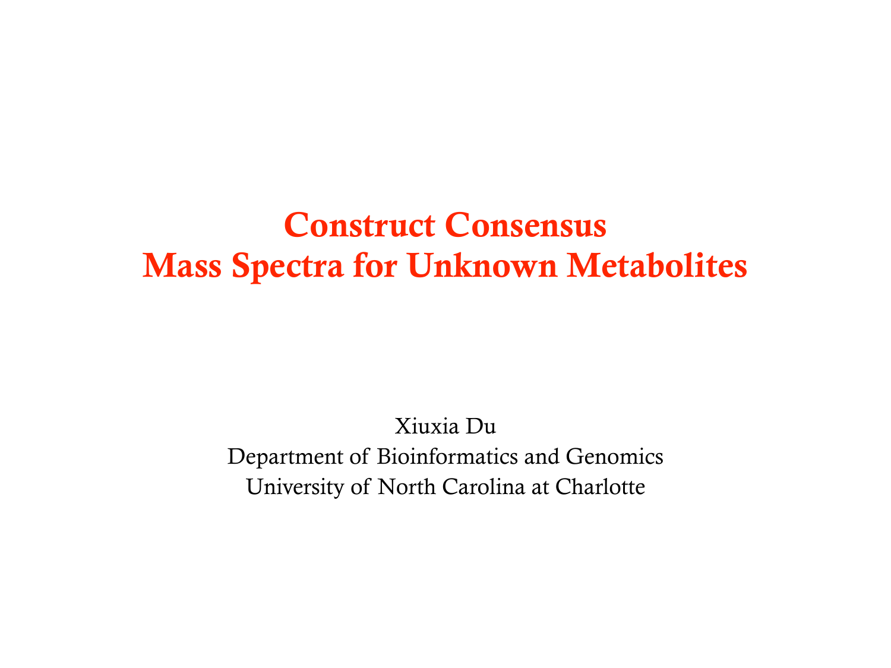# Construct Consensus Mass Spectra for Unknown Metabolites

Xiuxia Du

Department of Bioinformatics and Genomics

University of North Carolina at Charlotte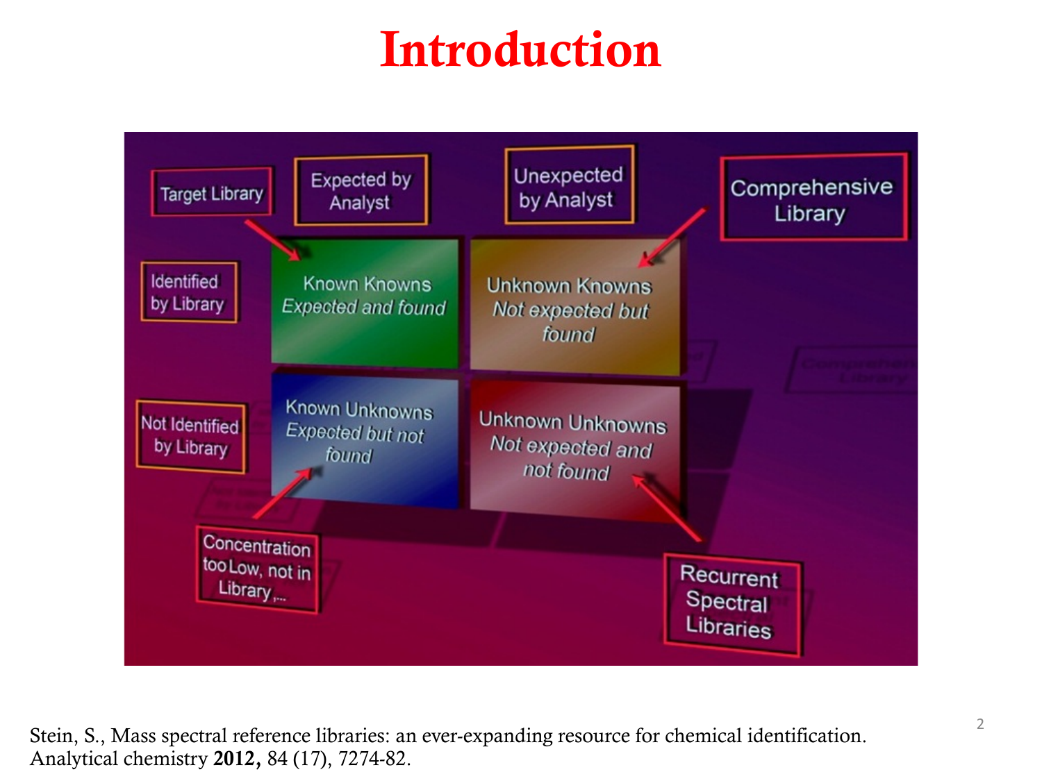# Introduction

Target Library

Expected by Analyst

Unexpected by Analyst

Comprehensive Library

Identified by Library

Known Knowns
*Expected and found*

Unknown Knowns
*Not expected but found*

Not Identified by Library

Known Unknowns
*Expected but not found*

Unknown Unknowns
*Not expected and not found*

Concentration too Low, not in Library,...

Recurrent Spectral Libraries

Stein, S., Mass spectral reference libraries: an ever-expanding resource for chemical identification. Analytical chemistry **2012,** 84 (17), 7274-82.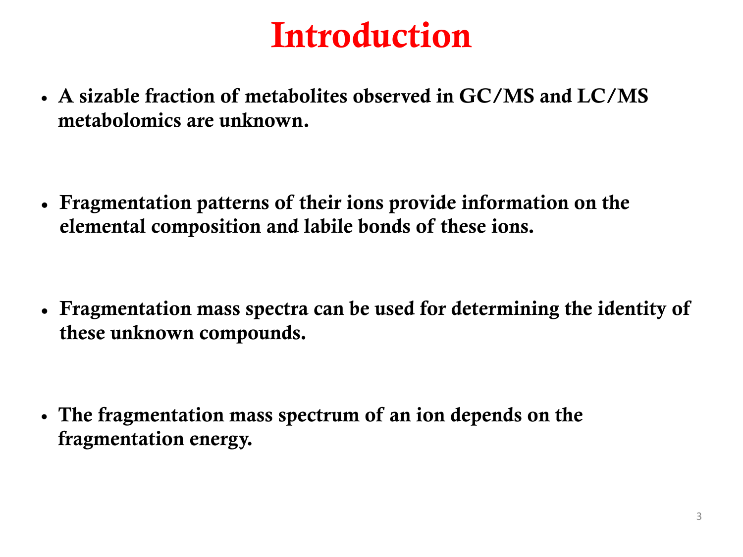# Introduction

- **A sizable fraction of metabolites observed in GC/MS and LC/MS metabolomics are unknown.**

- **Fragmentation patterns of their ions provide information on the elemental composition and labile bonds of these ions.**

- **Fragmentation mass spectra can be used for determining the identity of these unknown compounds.**

- **The fragmentation mass spectrum of an ion depends on the fragmentation energy.**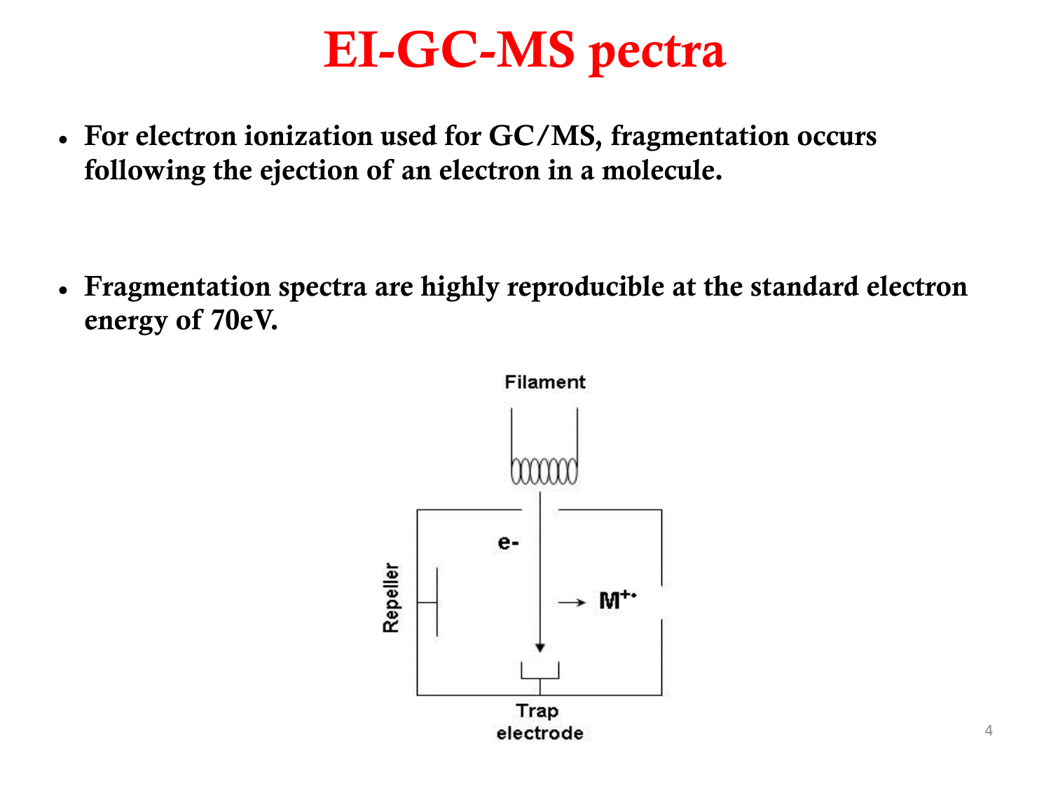# EI-GC-MS pectra

- For electron ionization used for GC/MS, fragmentation occurs following the ejection of an electron in a molecule.

- Fragmentation spectra are highly reproducible at the standard electron energy of 70eV.

Filament

e-

Repeller

$\rightarrow M^{+\cdot}$

Trap electrode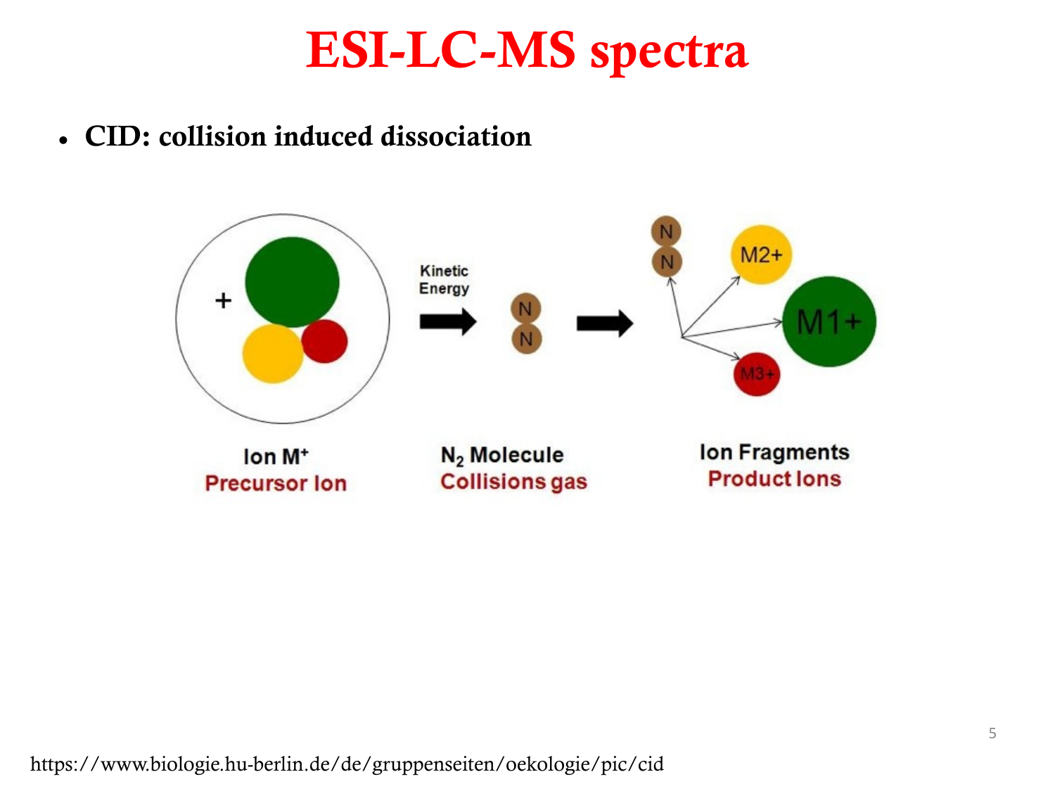# ESI-LC-MS spectra

- **CID: collision induced dissociation**

Kinetic Energy

Ion $M^+$
Precursor Ion

$N_2$ Molecule
Collisions gas

Ion Fragments
Product Ions

https://www.biologie.hu-berlin.de/de/gruppenseiten/oekologie/pic/cid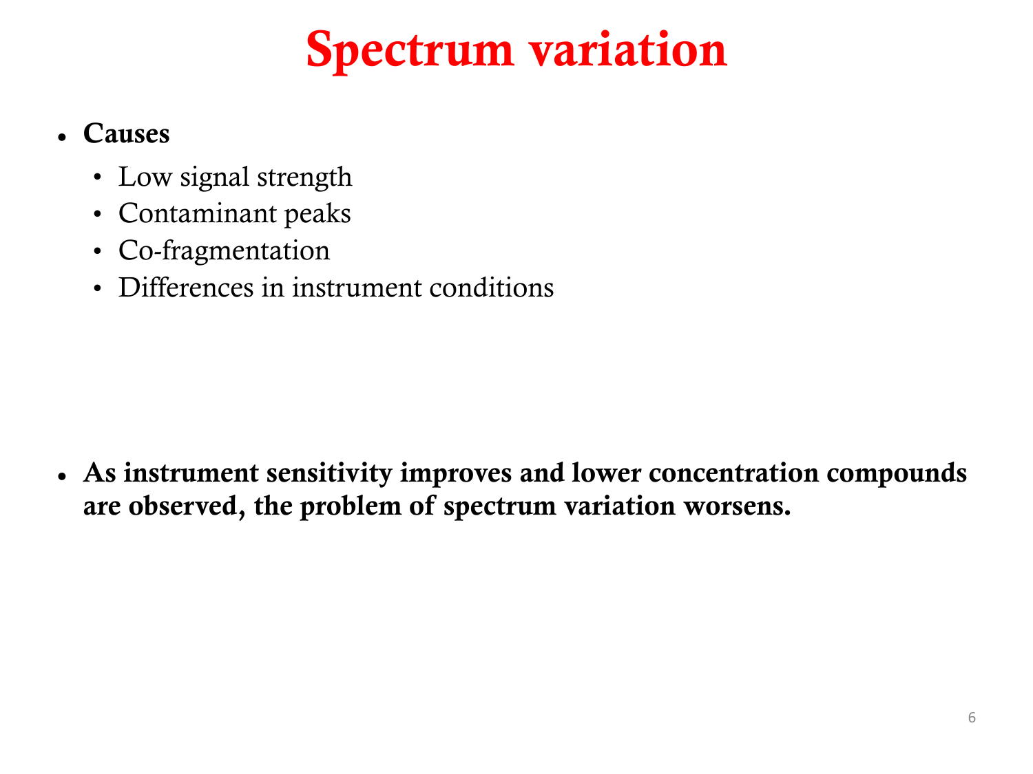# Spectrum variation

- **Causes**
  - Low signal strength
  - Contaminant peaks
  - Co-fragmentation
  - Differences in instrument conditions

- **As instrument sensitivity improves and lower concentration compounds are observed, the problem of spectrum variation worsens.**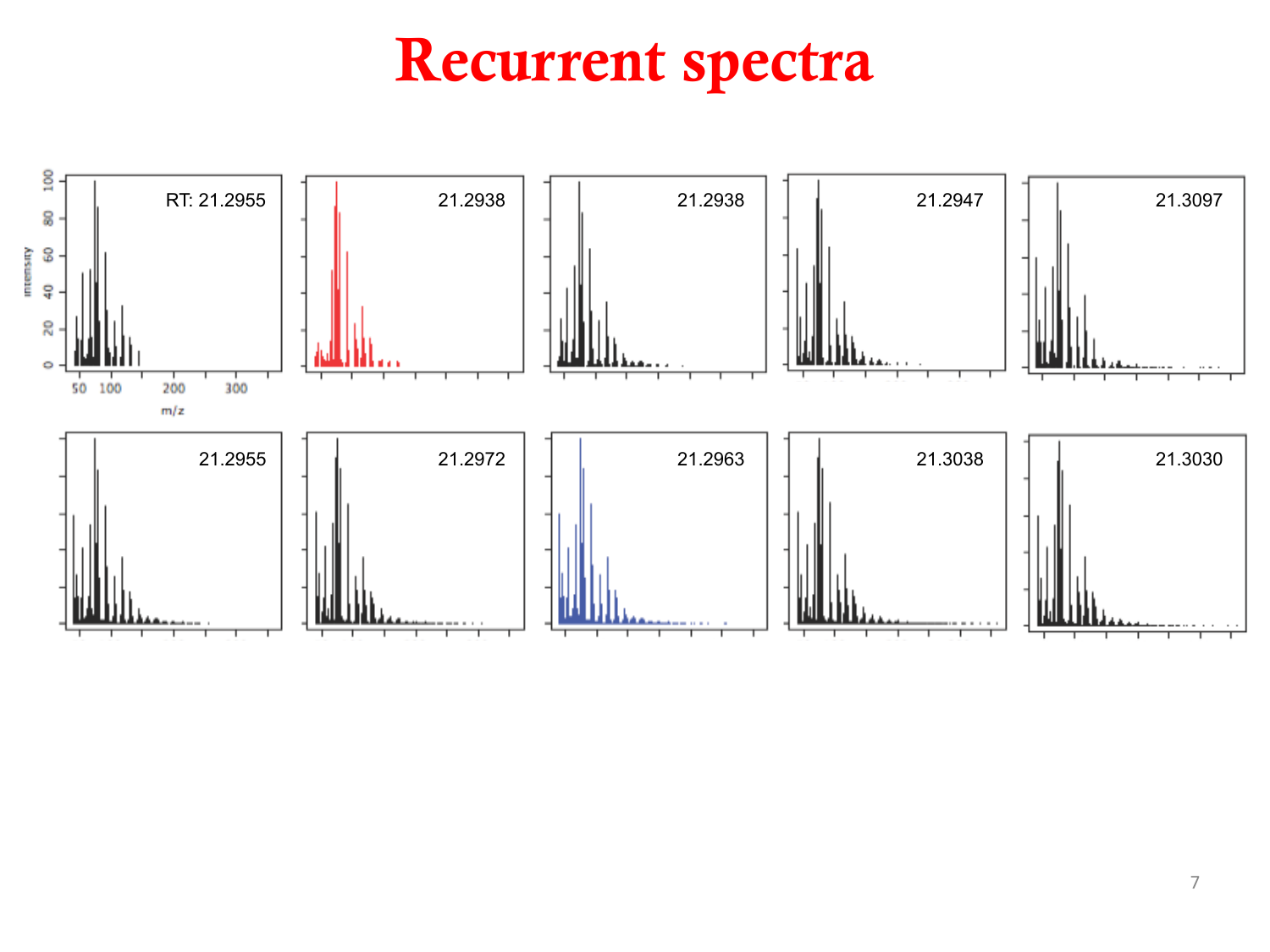# Recurrent spectra

RT: 21.2955

21.2938

21.2938

21.2947

21.3097

21.2955

21.2972

21.2963

21.3038

21.3030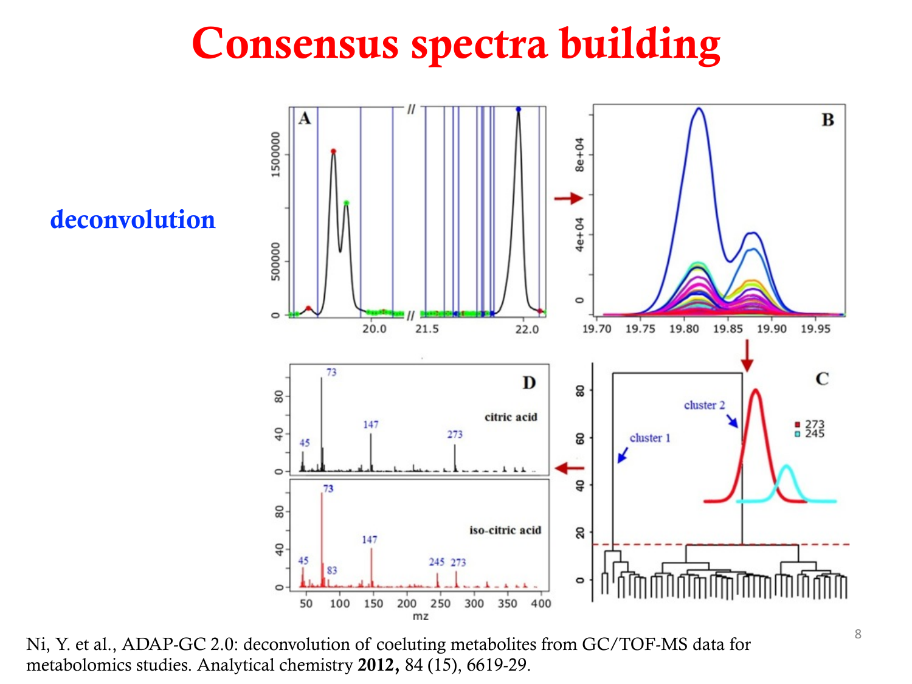# Consensus spectra building

**deconvolution**

Ni, Y. et al., ADAP-GC 2.0: deconvolution of coeluting metabolites from GC/TOF-MS data for metabolomics studies. Analytical chemistry **2012,** 84 (15), 6619-29.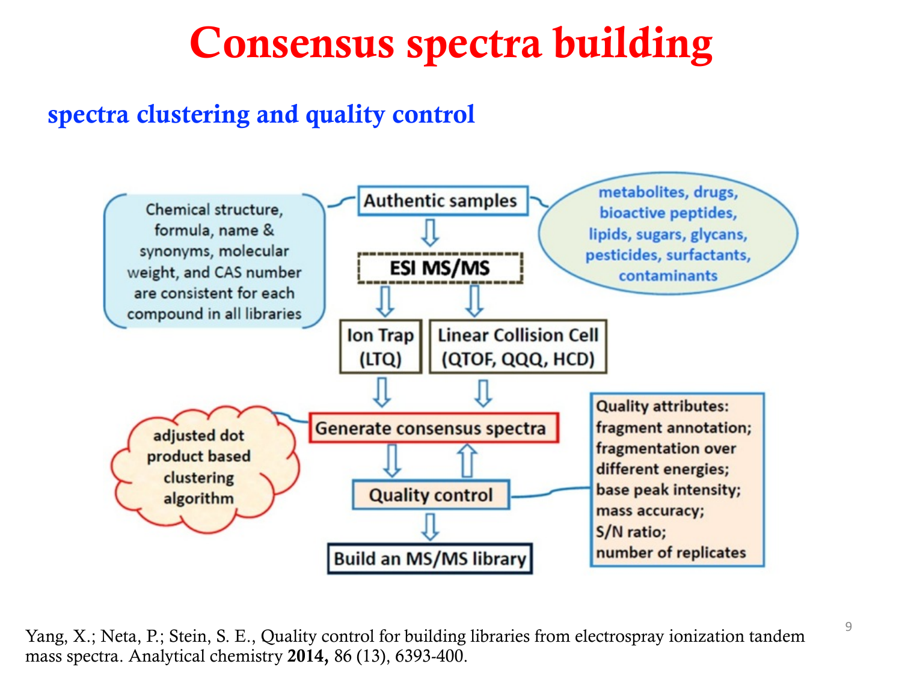# Consensus spectra building

## spectra clustering and quality control

Authentic samples

Chemical structure, formula, name & synonyms, molecular weight, and CAS number are consistent for each compound in all libraries

metabolites, drugs, bioactive peptides, lipids, sugars, glycans, pesticides, surfactants, contaminants

ESI MS/MS

Ion Trap (LTQ)

Linear Collision Cell (QTOF, QQQ, HCD)

Generate consensus spectra

adjusted dot product based clustering algorithm

Quality control

Quality attributes:
fragment annotation;
fragmentation over different energies;
base peak intensity;
mass accuracy;
S/N ratio;
number of replicates

Build an MS/MS library

Yang, X.; Neta, P.; Stein, S. E., Quality control for building libraries from electrospray ionization tandem mass spectra. Analytical chemistry **2014,** 86 (13), 6393-400.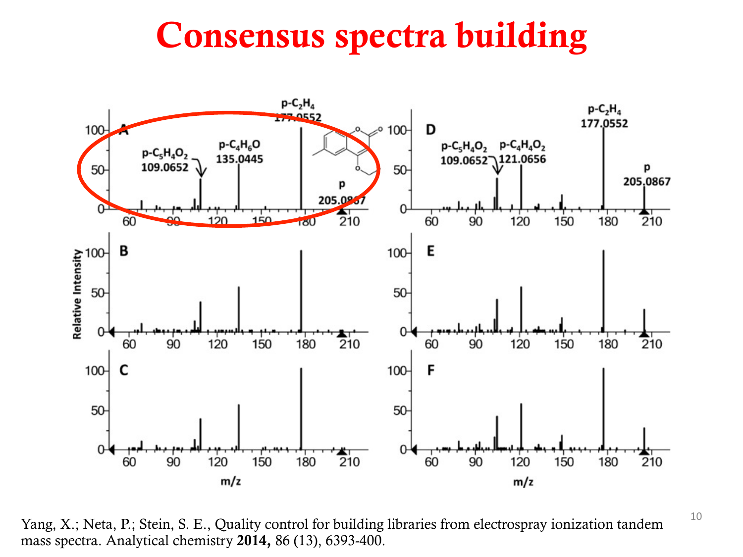# Consensus spectra building

Yang, X.; Neta, P.; Stein, S. E., Quality control for building libraries from electrospray ionization tandem mass spectra. Analytical chemistry **2014,** 86 (13), 6393-400.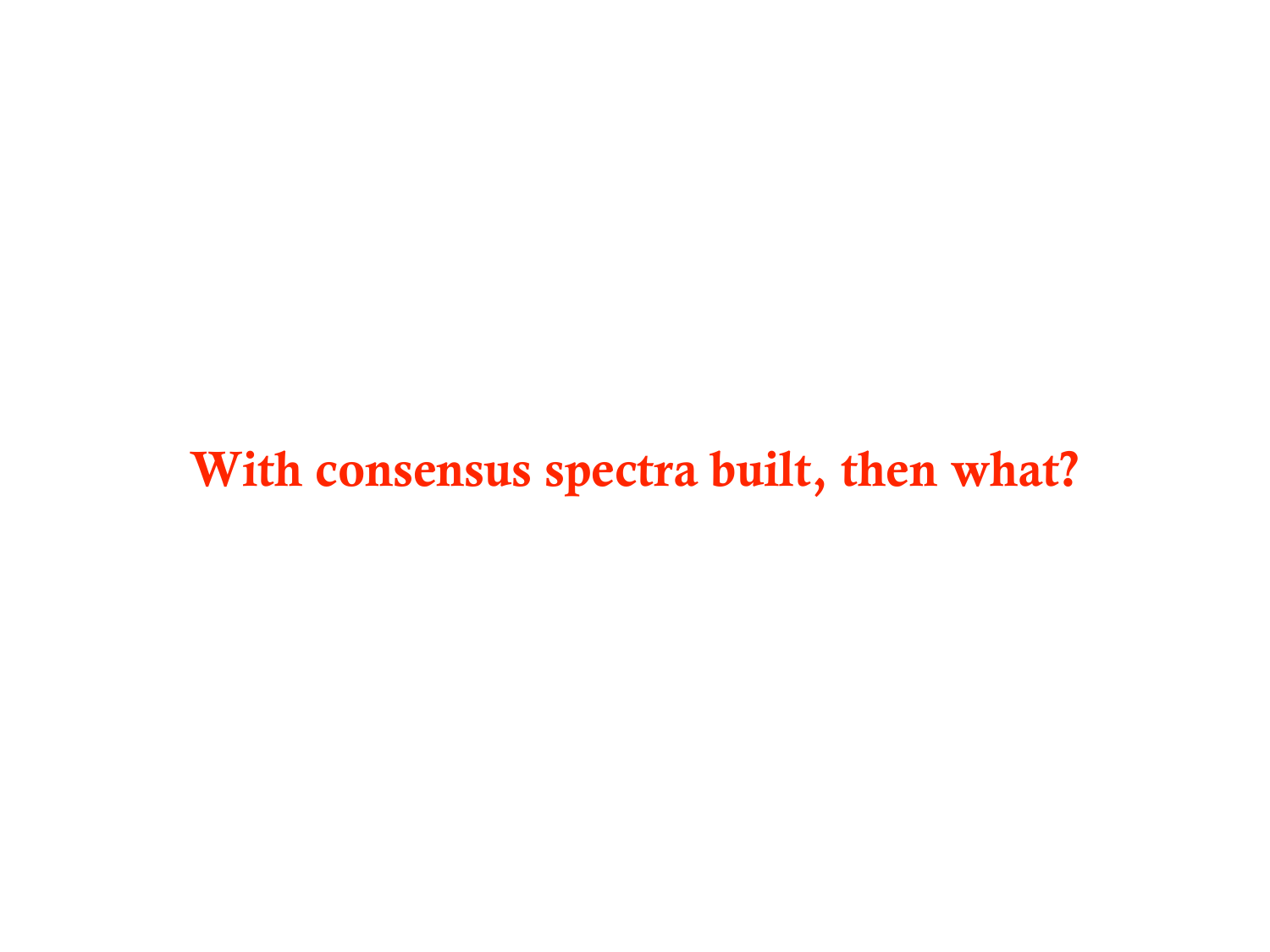**With consensus spectra built, then what?**